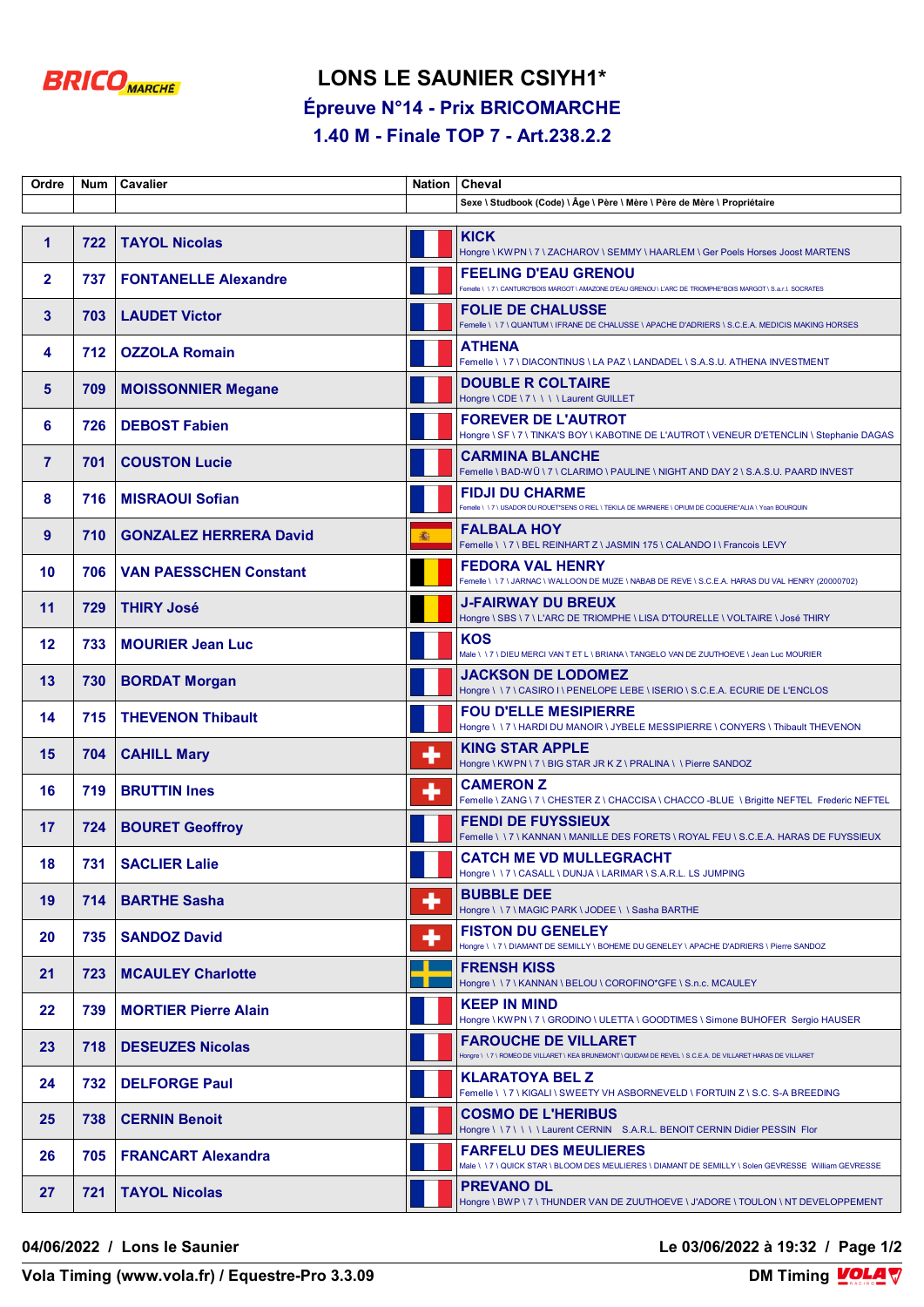# LONS LE SAUNIER CSIYH1*

## Épreuve N°14 - Prix BRICOMARCHE

## 1.40 M - Finale TOP 7 - Art.238.2.2

| Ordre | Num | Cavalier | Nation | Cheval<br>Sexe \ Studbook (Code) \ Âge \ Père \ Mère \ Père de Mère \ Propriétaire |
|---|---|---|---|---|
| 1 | 722 | TAYOL Nicolas | | **KICK**<br>Hongre \ KWPN \ 7 \ ZACHAROV \ SEMMY \ HAARLEM \ Ger Poels Horses Joost MARTENS |
| 2 | 737 | FONTANELLE Alexandre | | **FEELING D'EAU GRENOU**<br>Femelle \ \ 7 \ CANTURO*BOIS MARGOT \ AMAZONE D'EAU GRENOU \ L'ARC DE TRIOMPHE*BOIS MARGOT \ S.a.r.l. SOCRATES |
| 3 | 703 | LAUDET Victor | | **FOLIE DE CHALUSSE**<br>Femelle \ \ 7 \ QUANTUM \ IFRANE DE CHALUSSE \ APACHE D'ADRIERS \ S.C.E.A. MEDICIS MAKING HORSES |
| 4 | 712 | OZZOLA Romain | | **ATHENA**<br>Femelle \ \ 7 \ DIACONTINUS \ LA PAZ \ LANDADEL \ S.A.S.U. ATHENA INVESTMENT |
| 5 | 709 | MOISSONNIER Megane | | **DOUBLE R COLTAIRE**<br>Hongre \ CDE \ 7 \ \ \ \ Laurent GUILLET |
| 6 | 726 | DEBOST Fabien | | **FOREVER DE L'AUTROT**<br>Hongre \ SF \ 7 \ TINKA'S BOY \ KABOTINE DE L'AUTROT \ VENEUR D'ETENCLIN \ Stephanie DAGAS |
| 7 | 701 | COUSTON Lucie | | **CARMINA BLANCHE**<br>Femelle \ BAD-WÜ \ 7 \ CLARIMO \ PAULINE \ NIGHT AND DAY 2 \ S.A.S.U. PAARD INVEST |
| 8 | 716 | MISRAOUI Sofian | | **FIDJI DU CHARME**<br>Femelle \ \ 7 \ USADOR DU ROUET*SENS O RIEL \ TEKILA DE MARNIERE \ OPIUM DE COQUERIE*ALIA \ Yoan BOURQUIN |
| 9 | 710 | GONZALEZ HERRERA David | | **FALBALA HOY**<br>Femelle \ \ 7 \ BEL REINHART Z \ JASMIN 175 \ CALANDO I \ Francois LEVY |
| 10 | 706 | VAN PAESSCHEN Constant | | **FEDORA VAL HENRY**<br>Femelle \ \ 7 \ JARNAC \ WALLOON DE MUZE \ NABAB DE REVE \ S.C.E.A. HARAS DU VAL HENRY (20000702) |
| 11 | 729 | THIRY José | | **J-FAIRWAY DU BREUX**<br>Hongre \ SBS \ 7 \ L'ARC DE TRIOMPHE \ LISA D'TOURELLE \ VOLTAIRE \ José THIRY |
| 12 | 733 | MOURIER Jean Luc | | **KOS**<br>Male \ \ 7 \ DIEU MERCI VAN T ET L \ BRIANA \ TANGELO VAN DE ZUUTHOEVE \ Jean Luc MOURIER |
| 13 | 730 | BORDAT Morgan | | **JACKSON DE LODOMEZ**<br>Hongre \ \ 7 \ CASIRO I \ PENELOPE LEBE \ ISERIO \ S.C.E.A. ECURIE DE L'ENCLOS |
| 14 | 715 | THEVENON Thibault | | **FOU D'ELLE MESIPIERRE**<br>Hongre \ \ 7 \ HARDI DU MANOIR \ JYBELE MESSIPIERRE \ CONYERS \ Thibault THEVENON |
| 15 | 704 | CAHILL Mary | | **KING STAR APPLE**<br>Hongre \ KWPN \ 7 \ BIG STAR JR K Z \ PRALINA \ \ Pierre SANDOZ |
| 16 | 719 | BRUTTIN Ines | | **CAMERON Z**<br>Femelle \ ZANG \ 7 \ CHESTER Z \ CHACCISA \ CHACCO -BLUE \ Brigitte NEFTEL Frederic NEFTEL |
| 17 | 724 | BOURET Geoffroy | | **FENDI DE FUYSSIEUX**<br>Femelle \ \ 7 \ KANNAN \ MANILLE DES FORETS \ ROYAL FEU \ S.C.E.A. HARAS DE FUYSSIEUX |
| 18 | 731 | SACLIER Lalie | | **CATCH ME VD MULLEGRACHT**<br>Hongre \ \ 7 \ CASALL \ DUNJA \ LARIMAR \ S.A.R.L. LS JUMPING |
| 19 | 714 | BARTHE Sasha | | **BUBBLE DEE**<br>Hongre \ \ 7 \ MAGIC PARK \ JODEE \ \ Sasha BARTHE |
| 20 | 735 | SANDOZ David | | **FISTON DU GENELEY**<br>Hongre \ \ 7 \ DIAMANT DE SEMILLY \ BOHEME DU GENELEY \ APACHE D'ADRIERS \ Pierre SANDOZ |
| 21 | 723 | MCAULEY Charlotte | | **FRENSH KISS**<br>Hongre \ \ 7 \ KANNAN \ BELOU \ COROFINO*GFE \ S.n.c. MCAULEY |
| 22 | 739 | MORTIER Pierre Alain | | **KEEP IN MIND**<br>Hongre \ KWPN \ 7 \ GRODINO \ ULETTA \ GOODTIMES \ Simone BUHOFER Sergio HAUSER |
| 23 | 718 | DESEUZES Nicolas | | **FAROUCHE DE VILLARET**<br>Hongre \ \ 7 \ ROMEO DE VILLARET \ KEA BRUNEMONT \ QUIDAM DE REVEL \ S.C.E.A. DE VILLARET HARAS DE VILLARET |
| 24 | 732 | DELFORGE Paul | | **KLARATOYA BEL Z**<br>Femelle \ \ 7 \ KIGALI \ SWEETY VH ASBORNEVELD \ FORTUIN Z \ S.C. S-A BREEDING |
| 25 | 738 | CERNIN Benoit | | **COSMO DE L'HERIBUS**<br>Hongre \ \ 7 \ \ \ \ Laurent CERNIN S.A.R.L. BENOIT CERNIN Didier PESSIN Flor |
| 26 | 705 | FRANCART Alexandra | | **FARFELU DES MEULIERES**<br>Male \ \ 7 \ QUICK STAR \ BLOOM DES MEULIERES \ DIAMANT DE SEMILLY \ Solen GEVRESSE William GEVRESSE |
| 27 | 721 | TAYOL Nicolas | | **PREVANO DL**<br>Hongre \ BWP \ 7 \ THUNDER VAN DE ZUUTHOEVE \ J'ADORE \ TOULON \ NT DEVELOPPEMENT |

04/06/2022 / Lons le Saunier — Le 03/06/2022 à 19:32

Vola Timing (www.vola.fr) / Equestre-Pro 3.3.09 — DM Timing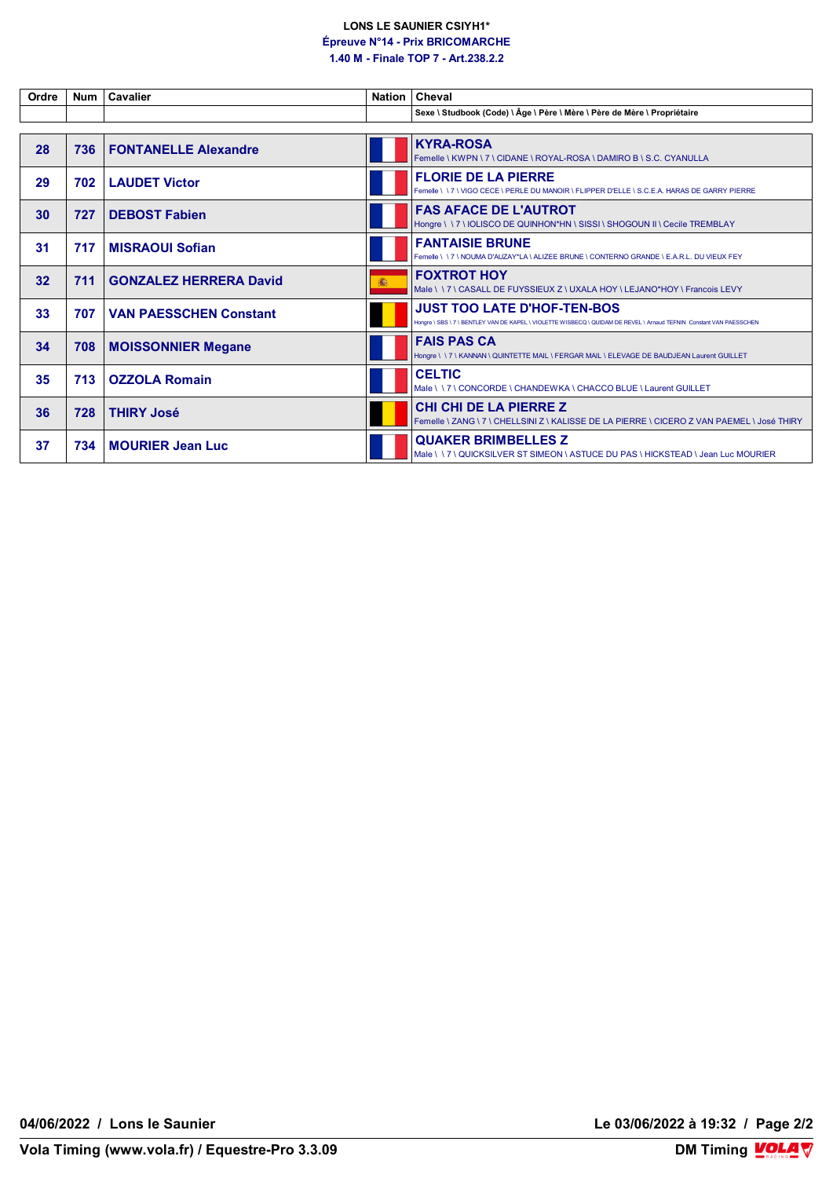**LONS LE SAUNIER CSIYH1***
**Épreuve N°14 - Prix BRICOMARCHE**
**1.40 M - Finale TOP 7 - Art.238.2.2**

| Ordre | Num | Cavalier | Nation | Cheval |
|---|---|---|---|---|
| | | | | Sexe \ Studbook (Code) \ Âge \ Père \ Mère \ Père de Mère \ Propriétaire |
| 28 | 736 | FONTANELLE Alexandre | | KYRA-ROSA<br>Femelle \ KWPN \ 7 \ CIDANE \ ROYAL-ROSA \ DAMIRO B \ S.C. CYANULLA |
| 29 | 702 | LAUDET Victor | | FLORIE DE LA PIERRE<br>Femelle \ \ 7 \ VIGO CECE \ PERLE DU MANOIR \ FLIPPER D'ELLE \ S.C.E.A. HARAS DE GARRY PIERRE |
| 30 | 727 | DEBOST Fabien | | FAS AFACE DE L'AUTROT<br>Hongre \ \ 7 \ IOLISCO DE QUINHON*HN \ SISSI \ SHOGOUN II \ Cecile TREMBLAY |
| 31 | 717 | MISRAOUI Sofian | | FANTAISIE BRUNE<br>Femelle \ \ 7 \ NOUMA D'AUZAY*LA \ ALIZEE BRUNE \ CONTERNO GRANDE \ E.A.R.L. DU VIEUX FEY |
| 32 | 711 | GONZALEZ HERRERA David | | FOXTROT HOY<br>Male \ \ 7 \ CASALL DE FUYSSIEUX Z \ UXALA HOY \ LEJANO*HOY \ Francois LEVY |
| 33 | 707 | VAN PAESSCHEN Constant | | JUST TOO LATE D'HOF-TEN-BOS<br>Hongre \ SBS \ 7 \ BENTLEY VAN DE KAPEL \ VIOLETTE WISBECQ \ QUIDAM DE REVEL \ Arnaud TEFNIN Constant VAN PAESSCHEN |
| 34 | 708 | MOISSONNIER Megane | | FAIS PAS CA<br>Hongre \ \ 7 \ KANNAN \ QUINTETTE MAIL \ FERGAR MAIL \ ELEVAGE DE BAUDJEAN Laurent GUILLET |
| 35 | 713 | OZZOLA Romain | | CELTIC<br>Male \ \ 7 \ CONCORDE \ CHANDEWKA \ CHACCO BLUE \ Laurent GUILLET |
| 36 | 728 | THIRY José | | CHI CHI DE LA PIERRE Z<br>Femelle \ ZANG \ 7 \ CHELLSINI Z \ KALISSE DE LA PIERRE \ CICERO Z VAN PAEMEL \ José THIRY |
| 37 | 734 | MOURIER Jean Luc | | QUAKER BRIMBELLES Z<br>Male \ \ 7 \ QUICKSILVER ST SIMEON \ ASTUCE DU PAS \ HICKSTEAD \ Jean Luc MOURIER |

**04/06/2022 / Lons le Saunier** — **Le 03/06/2022 à 19:32**

**Vola Timing (www.vola.fr) / Equestre-Pro 3.3.09** — **DM Timing**